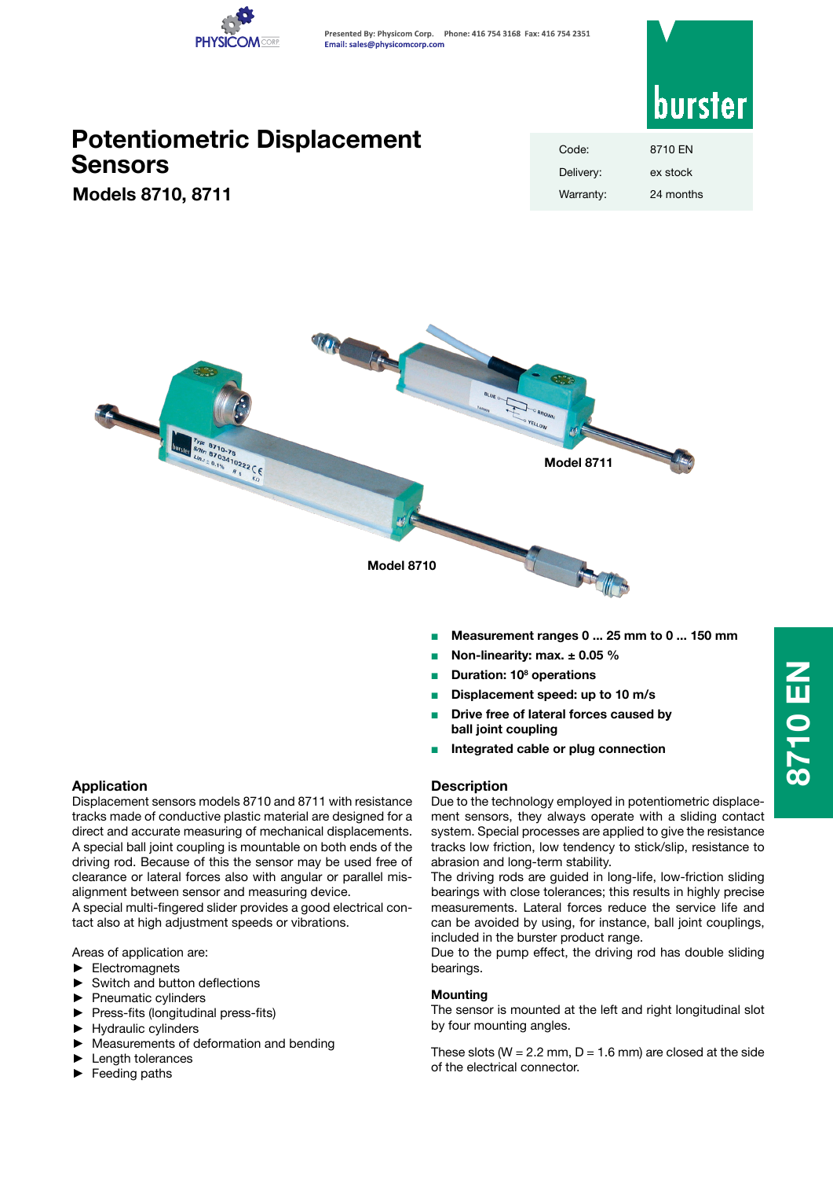Presented By: Physicom Corp. Phone: 416 754 3168 Fax: 416 754 2351
Email: sales@physicomcorp.com

# Potentiometric Displacement Sensors

## Models 8710, 8711

| Code: | 8710 EN |
|---|---|
| Delivery: | ex stock |
| Warranty: | 24 months |

Model 8711

Model 8710

- **Measurement ranges 0 ... 25 mm to 0 ... 150 mm**
- **Non-linearity: max. ± 0.05 %**
- **Duration: $10^8$ operations**
- **Displacement speed: up to 10 m/s**
- **Drive free of lateral forces caused by ball joint coupling**
- **Integrated cable or plug connection**

## Application

Displacement sensors models 8710 and 8711 with resistance tracks made of conductive plastic material are designed for a direct and accurate measuring of mechanical displacements. A special ball joint coupling is mountable on both ends of the driving rod. Because of this the sensor may be used free of clearance or lateral forces also with angular or parallel misalignment between sensor and measuring device.
A special multi-fingered slider provides a good electrical contact also at high adjustment speeds or vibrations.

Areas of application are:

- Electromagnets
- Switch and button deflections
- Pneumatic cylinders
- Press-fits (longitudinal press-fits)
- Hydraulic cylinders
- Measurements of deformation and bending
- Length tolerances
- Feeding paths

## Description

Due to the technology employed in potentiometric displacement sensors, they always operate with a sliding contact system. Special processes are applied to give the resistance tracks low friction, low tendency to stick/slip, resistance to abrasion and long-term stability.
The driving rods are guided in long-life, low-friction sliding bearings with close tolerances; this results in highly precise measurements. Lateral forces reduce the service life and can be avoided by using, for instance, ball joint couplings, included in the burster product range.
Due to the pump effect, the driving rod has double sliding bearings.

### Mounting

The sensor is mounted at the left and right longitudinal slot by four mounting angles.

These slots (W = 2.2 mm, D = 1.6 mm) are closed at the side of the electrical connector.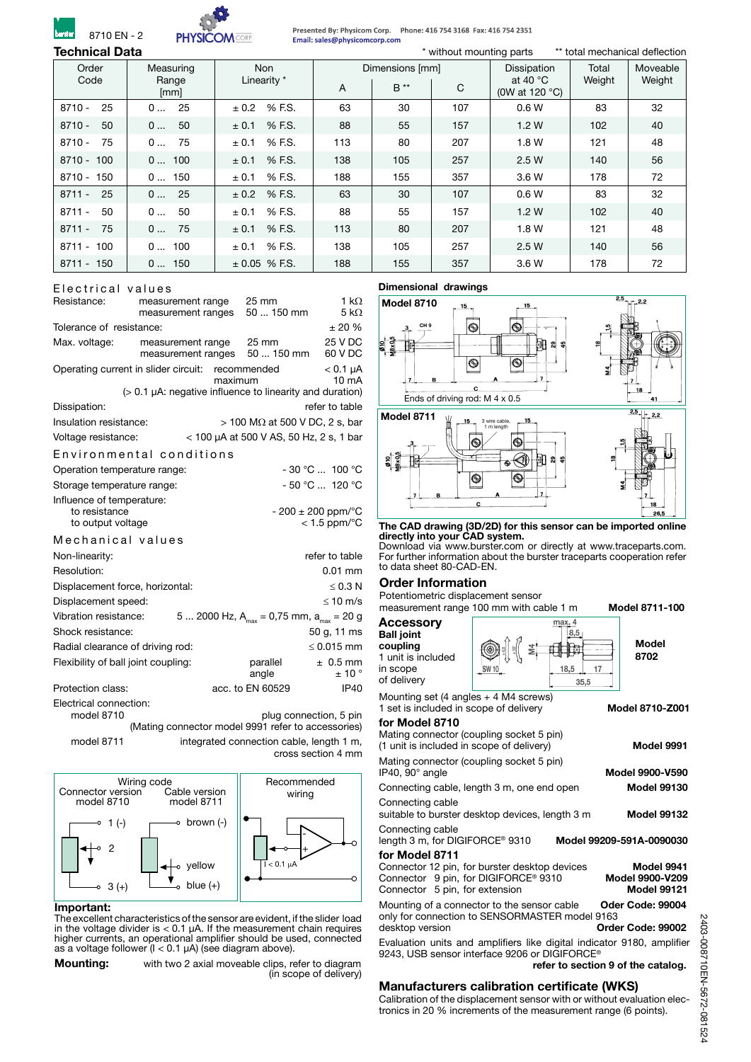## Technical Data

\* without mounting parts ** total mechanical deflection

| Order Code | Measuring Range [mm] | Non Linearity * | Dimensions [mm] A | B ** | C | Dissipation at 40 °C (0W at 120 °C) | Total Weight | Moveable Weight |
|---|---|---|---|---|---|---|---|---|
| 8710 - 25 | 0 ... 25 | ± 0.2 % F.S. | 63 | 30 | 107 | 0.6 W | 83 | 32 |
| 8710 - 50 | 0 ... 50 | ± 0.1 % F.S. | 88 | 55 | 157 | 1.2 W | 102 | 40 |
| 8710 - 75 | 0 ... 75 | ± 0.1 % F.S. | 113 | 80 | 207 | 1.8 W | 121 | 48 |
| 8710 - 100 | 0 ... 100 | ± 0.1 % F.S. | 138 | 105 | 257 | 2.5 W | 140 | 56 |
| 8710 - 150 | 0 ... 150 | ± 0.1 % F.S. | 188 | 155 | 357 | 3.6 W | 178 | 72 |
| 8711 - 25 | 0 ... 25 | ± 0.2 % F.S. | 63 | 30 | 107 | 0.6 W | 83 | 32 |
| 8711 - 50 | 0 ... 50 | ± 0.1 % F.S. | 88 | 55 | 157 | 1.2 W | 102 | 40 |
| 8711 - 75 | 0 ... 75 | ± 0.1 % F.S. | 113 | 80 | 207 | 1.8 W | 121 | 48 |
| 8711 - 100 | 0 ... 100 | ± 0.1 % F.S. | 138 | 105 | 257 | 2.5 W | 140 | 56 |
| 8711 - 150 | 0 ... 150 | ± 0.05 % F.S. | 188 | 155 | 357 | 3.6 W | 178 | 72 |

### Electrical values

| | | |
|---|---|---|
| Resistance: measurement range 25 mm | | 1 kΩ |
| measurement ranges 50 ... 150 mm | | 5 kΩ |
| Tolerance of resistance: | | ± 20 % |
| Max. voltage: measurement range 25 mm | | 25 V DC |
| measurement ranges 50 ... 150 mm | | 60 V DC |
| Operating current in slider circuit: | recommended | < 0.1 µA |
| | maximum | 10 mA |

(> 0.1 µA: negative influence to linearity and duration)

| | |
|---|---|
| Dissipation: | refer to table |
| Insulation resistance: | > 100 MΩ at 500 V DC, 2 s, bar |
| Voltage resistance: | < 100 µA at 500 V AS, 50 Hz, 2 s, 1 bar |

### Environmental conditions

| | |
|---|---|
| Operation temperature range: | - 30 °C ... 100 °C |
| Storage temperature range: | - 50 °C ... 120 °C |
| Influence of temperature: to resistance | - 200 ± 200 ppm/°C |
| to output voltage | < 1.5 ppm/°C |

### Mechanical values

| | |
|---|---|
| Non-linearity: | refer to table |
| Resolution: | 0.01 mm |
| Displacement force, horizontal: | ≤ 0.3 N |
| Displacement speed: | ≤ 10 m/s |
| Vibration resistance: | 5 ... 2000 Hz, $A_{max}$ = 0,75 mm, $a_{max}$ = 20 g |
| Shock resistance: | 50 g, 11 ms |
| Radial clearance of driving rod: | ≤ 0.015 mm |
| Flexibility of ball joint coupling: parallel | ± 0.5 mm |
| angle | ± 10 ° |
| Protection class: acc. to EN 60529 | IP40 |

Electrical connection:
- model 8710: plug connection, 5 pin (Mating connector model 9991 refer to accessories)
- model 8711: integrated connection cable, length 1 m, cross section 4 mm

Wiring code

Connector version model 8710 — Cable version model 8711

1 (-) — brown (-)
2 — yellow
3 (+) — blue (+)

Recommended wiring

I < 0.1 µA

**Important:**
The excellent characteristics of the sensor are evident, if the slider load in the voltage divider is < 0.1 µA. If the measurement chain requires higher currents, an operational amplifier should be used, connected as a voltage follower (I < 0.1 µA) (see diagram above).

**Mounting:** with two 2 axial moveable clips, refer to diagram (in scope of delivery)

### Dimensional drawings

**Model 8710**

15, 15, 3, CH 9, Ø10, M8x0,5, 29, 45, 7, B, A, 7, C, 2,5, 2,2, 1,5, 18, M4, 7, 18, 41, 1, 2, 3

Ends of driving rod: M 4 x 0.5

**Model 8711**

15, 3 wire cable, 1 m length, 15, 3, Ø10, M8x0,5, 29, 45, 7, B, A, 7, C, 2,5, 2,2, 1,5, 18, M4, 7, 18, 26,5

**The CAD drawing (3D/2D) for this sensor can be imported online directly into your CAD system.**
Download via www.burster.com or directly at www.traceparts.com. For further information about the burster traceparts cooperation refer to data sheet 80-CAD-EN.

## Order Information

Potentiometric displacement sensor measurement range 100 mm with cable 1 m — **Model 8711-100**

## Accessory

**Ball joint coupling** — **Model 8702**
1 unit is included in scope of delivery

max. 4, 8,5, SW 10, M4, 18,5, 17, 35,5

| | |
|---|---|
| Mounting set (4 angles + 4 M4 screws) 1 set is included in scope of delivery | **Model 8710-Z001** |

**for Model 8710**

| | |
|---|---|
| Mating connector (coupling socket 5 pin) (1 unit is included in scope of delivery) | **Model 9991** |
| Mating connector (coupling socket 5 pin) IP40, 90° angle | **Model 9900-V590** |
| Connecting cable, length 3 m, one end open | **Model 99130** |
| Connecting cable suitable to burster desktop devices, length 3 m | **Model 99132** |
| Connecting cable length 3 m, for DIGIFORCE® 9310 | **Model 99209-591A-0090030** |

**for Model 8711**

| | |
|---|---|
| Connector 12 pin, for burster desktop devices | **Model 9941** |
| Connector 9 pin, for DIGIFORCE® 9310 | **Model 9900-V209** |
| Connector 5 pin, for extension | **Model 99121** |
| Mounting of a connector to the sensor cable | **Oder Code: 99004** |
| only for connection to SENSORMASTER model 9163 desktop version | **Order Code: 99002** |

Evaluation units and amplifiers like digital indicator 9180, amplifier 9243, USB sensor interface 9206 or DIGIFORCE®
**refer to section 9 of the catalog.**

## Manufacturers calibration certificate (WKS)

Calibration of the displacement sensor with or without evaluation electronics in 20 % increments of the measurement range (6 points).

2403-008710EN-5672-081524